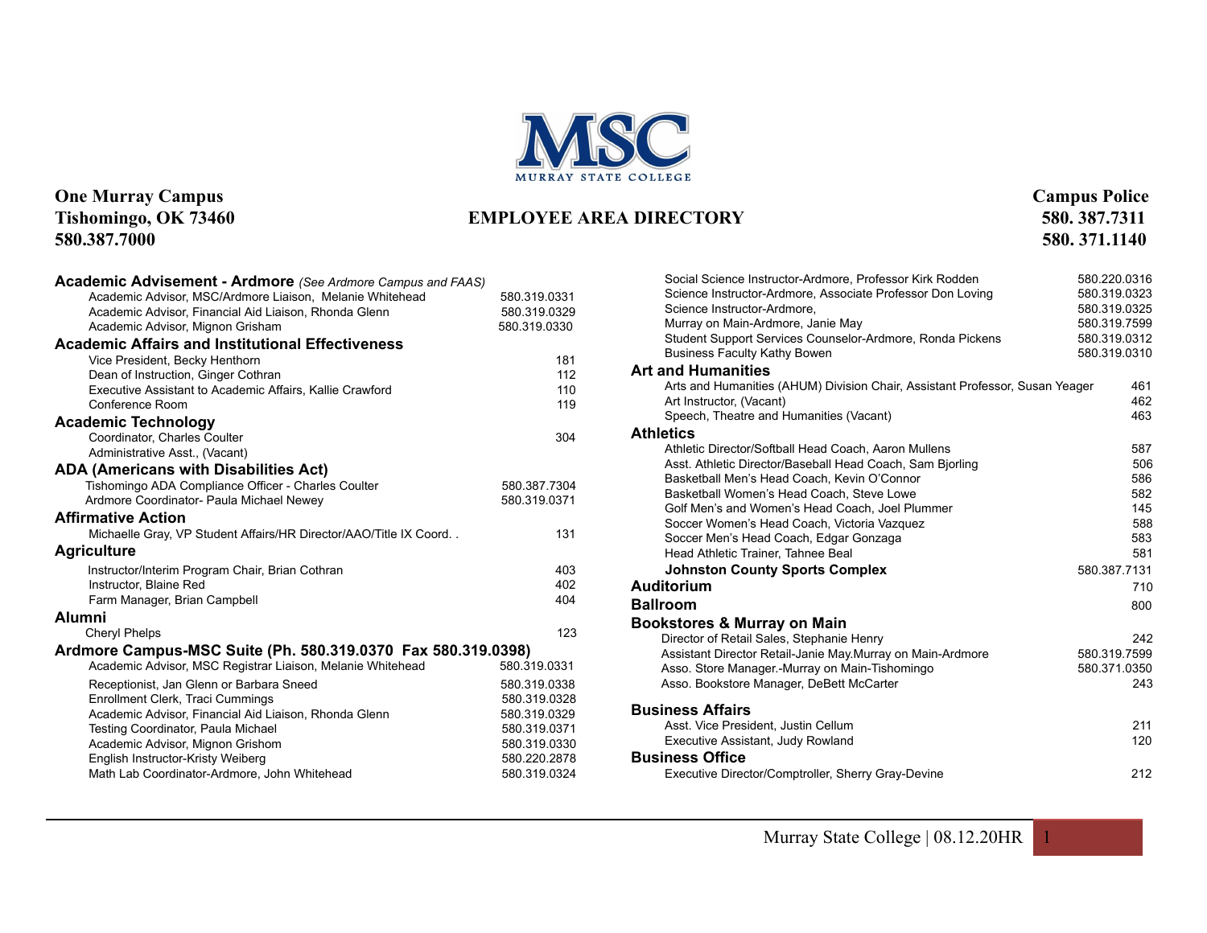MSC
MURRAY STATE COLLEGE

**One Murray Campus**
**Tishomingo, OK 73460**
**580.387.7000**

# EMPLOYEE AREA DIRECTORY

**Campus Police**
**580. 387.7311**
**580. 371.1140**

## Academic Advisement - Ardmore *(See Ardmore Campus and FAAS)*

| | |
|---|---|
| Academic Advisor, MSC/Ardmore Liaison, Melanie Whitehead | 580.319.0331 |
| Academic Advisor, Financial Aid Liaison, Rhonda Glenn | 580.319.0329 |
| Academic Advisor, Mignon Grisham | 580.319.0330 |

## Academic Affairs and Institutional Effectiveness

| | |
|---|---|
| Vice President, Becky Henthorn | 181 |
| Dean of Instruction, Ginger Cothran | 112 |
| Executive Assistant to Academic Affairs, Kallie Crawford | 110 |
| Conference Room | 119 |

## Academic Technology

| | |
|---|---|
| Coordinator, Charles Coulter | 304 |
| Administrative Asst., (Vacant) | |

## ADA (Americans with Disabilities Act)

| | |
|---|---|
| Tishomingo ADA Compliance Officer - Charles Coulter | 580.387.7304 |
| Ardmore Coordinator- Paula Michael Newey | 580.319.0371 |

## Affirmative Action

| | |
|---|---|
| Michaelle Gray, VP Student Affairs/HR Director/AAO/Title IX Coord. . | 131 |

## Agriculture

| | |
|---|---|
| Instructor/Interim Program Chair, Brian Cothran | 403 |
| Instructor, Blaine Red | 402 |
| Farm Manager, Brian Campbell | 404 |

## Alumni

| | |
|---|---|
| Cheryl Phelps | 123 |

## Ardmore Campus-MSC Suite (Ph. 580.319.0370 Fax 580.319.0398)

| | |
|---|---|
| Academic Advisor, MSC Registrar Liaison, Melanie Whitehead | 580.319.0331 |
| Receptionist, Jan Glenn or Barbara Sneed | 580.319.0338 |
| Enrollment Clerk, Traci Cummings | 580.319.0328 |
| Academic Advisor, Financial Aid Liaison, Rhonda Glenn | 580.319.0329 |
| Testing Coordinator, Paula Michael | 580.319.0371 |
| Academic Advisor, Mignon Grishom | 580.319.0330 |
| English Instructor-Kristy Weiberg | 580.220.2878 |
| Math Lab Coordinator-Ardmore, John Whitehead | 580.319.0324 |
| Social Science Instructor-Ardmore, Professor Kirk Rodden | 580.220.0316 |
| Science Instructor-Ardmore, Associate Professor Don Loving | 580.319.0323 |
| Science Instructor-Ardmore, | 580.319.0325 |
| Murray on Main-Ardmore, Janie May | 580.319.7599 |
| Student Support Services Counselor-Ardmore, Ronda Pickens | 580.319.0312 |
| Business Faculty Kathy Bowen | 580.319.0310 |

## Art and Humanities

| | |
|---|---|
| Arts and Humanities (AHUM) Division Chair, Assistant Professor, Susan Yeager | 461 |
| Art Instructor, (Vacant) | 462 |
| Speech, Theatre and Humanities (Vacant) | 463 |

## Athletics

| | |
|---|---|
| Athletic Director/Softball Head Coach, Aaron Mullens | 587 |
| Asst. Athletic Director/Baseball Head Coach, Sam Bjorling | 506 |
| Basketball Men's Head Coach, Kevin O'Connor | 586 |
| Basketball Women's Head Coach, Steve Lowe | 582 |
| Golf Men's and Women's Head Coach, Joel Plummer | 145 |
| Soccer Women's Head Coach, Victoria Vazquez | 588 |
| Soccer Men's Head Coach, Edgar Gonzaga | 583 |
| Head Athletic Trainer, Tahnee Beal | 581 |
| **Johnston County Sports Complex** | 580.387.7131 |

## Auditorium

710

## Ballroom

800

## Bookstores & Murray on Main

| | |
|---|---|
| Director of Retail Sales, Stephanie Henry | 242 |
| Assistant Director Retail-Janie May.Murray on Main-Ardmore | 580.319.7599 |
| Asso. Store Manager.-Murray on Main-Tishomingo | 580.371.0350 |
| Asso. Bookstore Manager, DeBett McCarter | 243 |

## Business Affairs

| | |
|---|---|
| Asst. Vice President, Justin Cellum | 211 |
| Executive Assistant, Judy Rowland | 120 |

## Business Office

| | |
|---|---|
| Executive Director/Comptroller, Sherry Gray-Devine | 212 |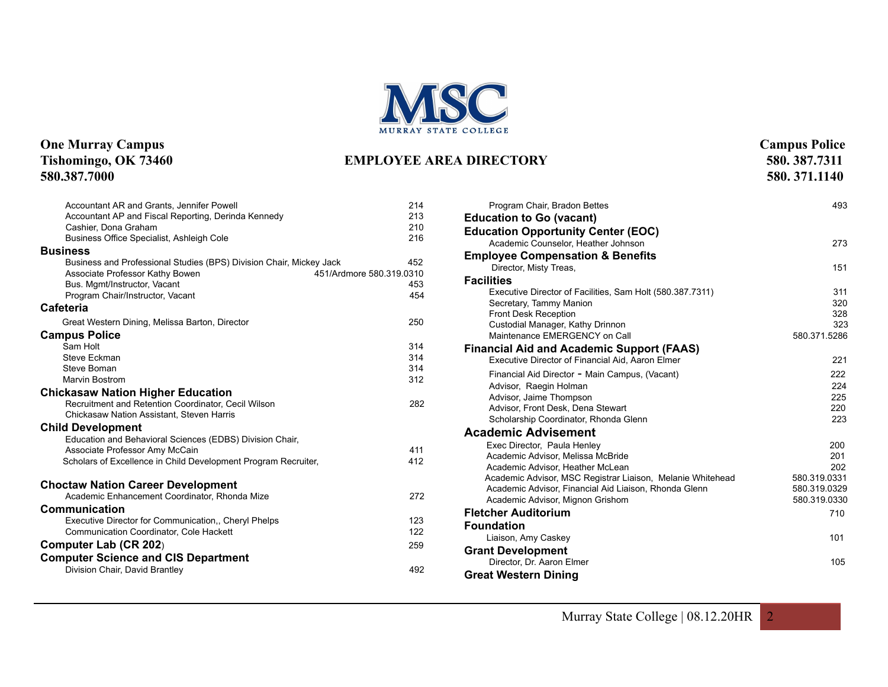**MSC**
MURRAY STATE COLLEGE

**One Murray Campus**
**Tishomingo, OK 73460**
**580.387.7000**

# EMPLOYEE AREA DIRECTORY

**Campus Police**
**580. 387.7311**
**580. 371.1140**

Accountant AR and Grants, Jennifer Powell — 214
Accountant AP and Fiscal Reporting, Derinda Kennedy — 213
Cashier, Dona Graham — 210
Business Office Specialist, Ashleigh Cole — 216

## Business

Business and Professional Studies (BPS) Division Chair, Mickey Jack — 452
Associate Professor Kathy Bowen — 451/Ardmore 580.319.0310
Bus. Mgmt/Instructor, Vacant — 453
Program Chair/Instructor, Vacant — 454

## Cafeteria

Great Western Dining, Melissa Barton, Director — 250

## Campus Police

Sam Holt — 314
Steve Eckman — 314
Steve Boman — 314
Marvin Bostrom — 312

## Chickasaw Nation Higher Education

Recruitment and Retention Coordinator, Cecil Wilson — 282
Chickasaw Nation Assistant, Steven Harris

## Child Development

Education and Behavioral Sciences (EDBS) Division Chair,
Associate Professor Amy McCain — 411
Scholars of Excellence in Child Development Program Recruiter, — 412

## Choctaw Nation Career Development

Academic Enhancement Coordinator, Rhonda Mize — 272

## Communication

Executive Director for Communication,, Cheryl Phelps — 123
Communication Coordinator, Cole Hackett — 122

## Computer Lab (CR 202) — 259

## Computer Science and CIS Department

Division Chair, David Brantley — 492
Program Chair, Bradon Bettes — 493

## Education to Go (vacant)

## Education Opportunity Center (EOC)

Academic Counselor, Heather Johnson — 273

## Employee Compensation & Benefits

Director, Misty Treas, — 151

## Facilities

Executive Director of Facilities, Sam Holt (580.387.7311) — 311
Secretary, Tammy Manion — 320
Front Desk Reception — 328
Custodial Manager, Kathy Drinnon — 323
Maintenance EMERGENCY on Call — 580.371.5286

## Financial Aid and Academic Support (FAAS)

Executive Director of Financial Aid, Aaron Elmer — 221
Financial Aid Director - Main Campus, (Vacant) — 222
Advisor, Raegin Holman — 224
Advisor, Jaime Thompson — 225
Advisor, Front Desk, Dena Stewart — 220
Scholarship Coordinator, Rhonda Glenn — 223

## Academic Advisement

Exec Director, Paula Henley — 200
Academic Advisor, Melissa McBride — 201
Academic Advisor, Heather McLean — 202
Academic Advisor, MSC Registrar Liaison, Melanie Whitehead — 580.319.0331
Academic Advisor, Financial Aid Liaison, Rhonda Glenn — 580.319.0329
Academic Advisor, Mignon Grishom — 580.319.0330

## Fletcher Auditorium — 710

## Foundation

Liaison, Amy Caskey — 101

## Grant Development

Director, Dr. Aaron Elmer — 105

## Great Western Dining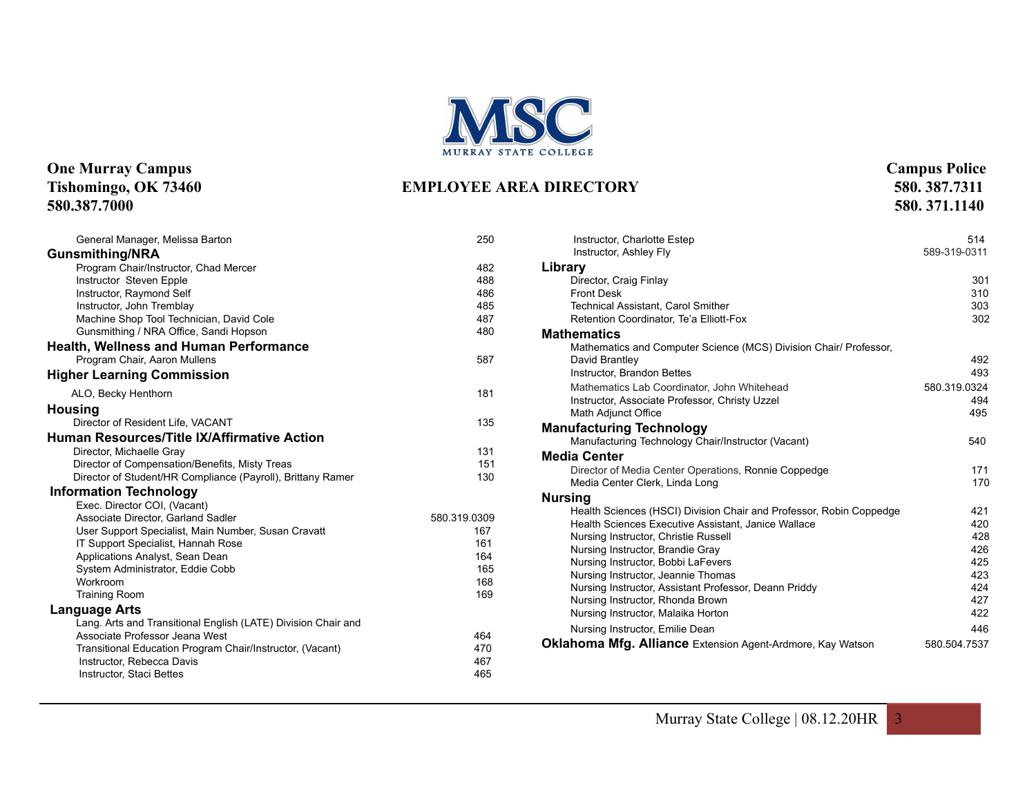MSC
MURRAY STATE COLLEGE

**One Murray Campus**
**Tishomingo, OK 73460**
**580.387.7000**

**EMPLOYEE AREA DIRECTORY**

**Campus Police**
**580. 387.7311**
**580. 371.1140**

| | |
|---|---|
| General Manager, Melissa Barton | 250 |

## Gunsmithing/NRA

| | |
|---|---|
| Program Chair/Instructor, Chad Mercer | 482 |
| Instructor Steven Epple | 488 |
| Instructor, Raymond Self | 486 |
| Instructor, John Tremblay | 485 |
| Machine Shop Tool Technician, David Cole | 487 |
| Gunsmithing / NRA Office, Sandi Hopson | 480 |

## Health, Wellness and Human Performance

| | |
|---|---|
| Program Chair, Aaron Mullens | 587 |

## Higher Learning Commission

| | |
|---|---|
| ALO, Becky Henthorn | 181 |

## Housing

| | |
|---|---|
| Director of Resident Life, VACANT | 135 |

## Human Resources/Title IX/Affirmative Action

| | |
|---|---|
| Director, Michaelle Gray | 131 |
| Director of Compensation/Benefits, Misty Treas | 151 |
| Director of Student/HR Compliance (Payroll), Brittany Ramer | 130 |

## Information Technology

| | |
|---|---|
| Exec. Director COI, (Vacant) | |
| Associate Director, Garland Sadler | 580.319.0309 |
| User Support Specialist, Main Number, Susan Cravatt | 167 |
| IT Support Specialist, Hannah Rose | 161 |
| Applications Analyst, Sean Dean | 164 |
| System Administrator, Eddie Cobb | 165 |
| Workroom | 168 |
| Training Room | 169 |

## Language Arts

| | |
|---|---|
| Lang. Arts and Transitional English (LATE) Division Chair and Associate Professor Jeana West | 464 |
| Transitional Education Program Chair/Instructor, (Vacant) | 470 |
| Instructor, Rebecca Davis | 467 |
| Instructor, Staci Bettes | 465 |
| Instructor, Charlotte Estep | 514 |
| Instructor, Ashley Fly | 589-319-0311 |

## Library

| | |
|---|---|
| Director, Craig Finlay | 301 |
| Front Desk | 310 |
| Technical Assistant, Carol Smither | 303 |
| Retention Coordinator, Te'a Elliott-Fox | 302 |

## Mathematics

| | |
|---|---|
| Mathematics and Computer Science (MCS) Division Chair/ Professor, David Brantley | 492 |
| Instructor, Brandon Bettes | 493 |
| Mathematics Lab Coordinator, John Whitehead | 580.319.0324 |
| Instructor, Associate Professor, Christy Uzzel | 494 |
| Math Adjunct Office | 495 |

## Manufacturing Technology

| | |
|---|---|
| Manufacturing Technology Chair/Instructor (Vacant) | 540 |

## Media Center

| | |
|---|---|
| Director of Media Center Operations, Ronnie Coppedge | 171 |
| Media Center Clerk, Linda Long | 170 |

## Nursing

| | |
|---|---|
| Health Sciences (HSCI) Division Chair and Professor, Robin Coppedge | 421 |
| Health Sciences Executive Assistant, Janice Wallace | 420 |
| Nursing Instructor, Christie Russell | 428 |
| Nursing Instructor, Brandie Gray | 426 |
| Nursing Instructor, Bobbi LaFevers | 425 |
| Nursing Instructor, Jeannie Thomas | 423 |
| Nursing Instructor, Assistant Professor, Deann Priddy | 424 |
| Nursing Instructor, Rhonda Brown | 427 |
| Nursing Instructor, Malaika Horton | 422 |
| Nursing Instructor, Emilie Dean | 446 |

## Oklahoma Mfg. Alliance

| | |
|---|---|
| Extension Agent-Ardmore, Kay Watson | 580.504.7537 |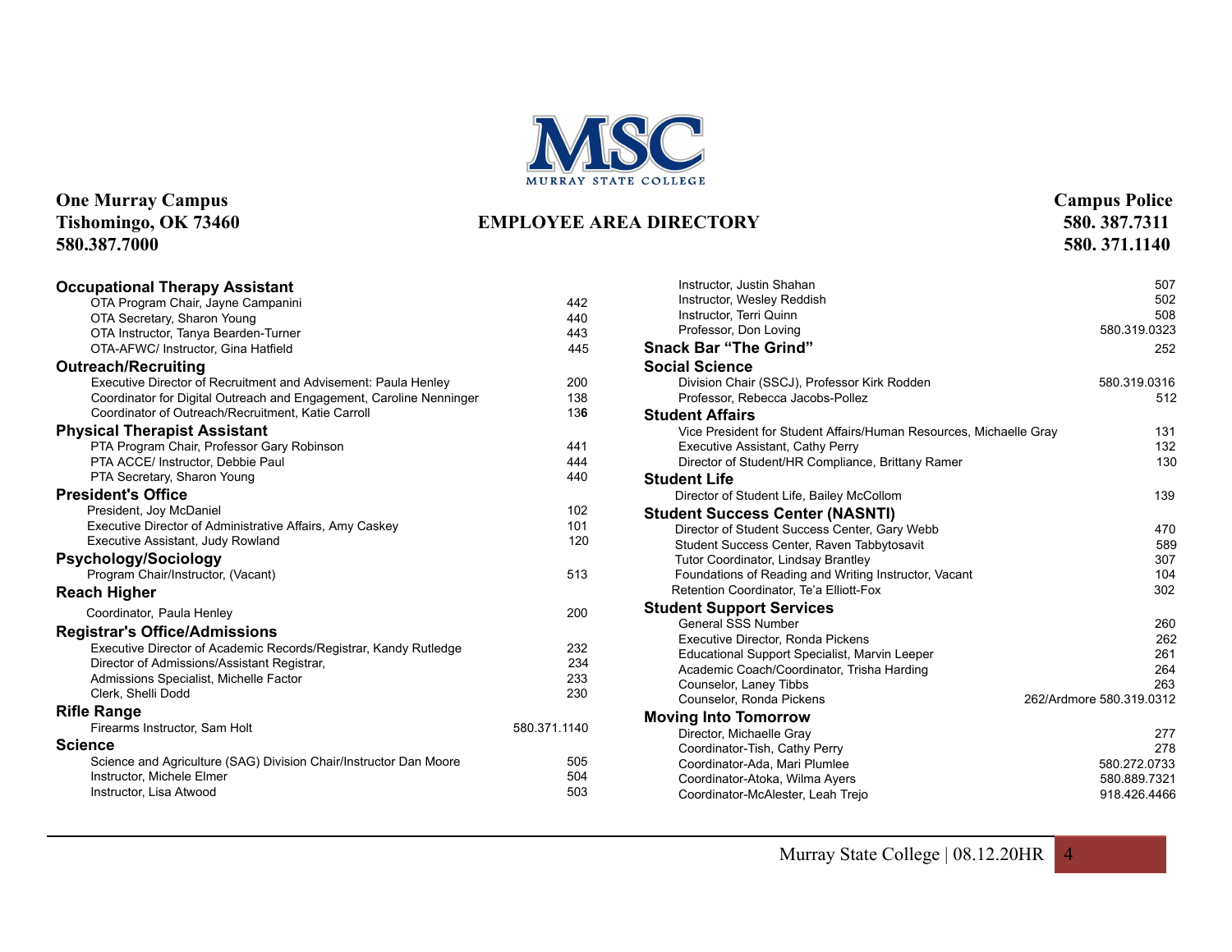**One Murray Campus**
**Tishomingo, OK 73460**
**580.387.7000**

# EMPLOYEE AREA DIRECTORY

**Campus Police**
**580. 387.7311**
**580. 371.1140**

## Occupational Therapy Assistant

| | |
|---|---|
| OTA Program Chair, Jayne Campanini | 442 |
| OTA Secretary, Sharon Young | 440 |
| OTA Instructor, Tanya Bearden-Turner | 443 |
| OTA-AFWC/ Instructor, Gina Hatfield | 445 |

## Outreach/Recruiting

| | |
|---|---|
| Executive Director of Recruitment and Advisement: Paula Henley | 200 |
| Coordinator for Digital Outreach and Engagement, Caroline Nenninger | 138 |
| Coordinator of Outreach/Recruitment, Katie Carroll | 136 |

## Physical Therapist Assistant

| | |
|---|---|
| PTA Program Chair, Professor Gary Robinson | 441 |
| PTA ACCE/ Instructor, Debbie Paul | 444 |
| PTA Secretary, Sharon Young | 440 |

## President's Office

| | |
|---|---|
| President, Joy McDaniel | 102 |
| Executive Director of Administrative Affairs, Amy Caskey | 101 |
| Executive Assistant, Judy Rowland | 120 |

## Psychology/Sociology

| | |
|---|---|
| Program Chair/Instructor, (Vacant) | 513 |

## Reach Higher

| | |
|---|---|
| Coordinator, Paula Henley | 200 |

## Registrar's Office/Admissions

| | |
|---|---|
| Executive Director of Academic Records/Registrar, Kandy Rutledge | 232 |
| Director of Admissions/Assistant Registrar, | 234 |
| Admissions Specialist, Michelle Factor | 233 |
| Clerk, Shelli Dodd | 230 |

## Rifle Range

| | |
|---|---|
| Firearms Instructor, Sam Holt | 580.371.1140 |

## Science

| | |
|---|---|
| Science and Agriculture (SAG) Division Chair/Instructor Dan Moore | 505 |
| Instructor, Michele Elmer | 504 |
| Instructor, Lisa Atwood | 503 |
| Instructor, Justin Shahan | 507 |
| Instructor, Wesley Reddish | 502 |
| Instructor, Terri Quinn | 508 |
| Professor, Don Loving | 580.319.0323 |

## Snack Bar "The Grind"

| | |
|---|---|
| Snack Bar "The Grind" | 252 |

## Social Science

| | |
|---|---|
| Division Chair (SSCJ), Professor Kirk Rodden | 580.319.0316 |
| Professor, Rebecca Jacobs-Pollez | 512 |

## Student Affairs

| | |
|---|---|
| Vice President for Student Affairs/Human Resources, Michaelle Gray | 131 |
| Executive Assistant, Cathy Perry | 132 |
| Director of Student/HR Compliance, Brittany Ramer | 130 |

## Student Life

| | |
|---|---|
| Director of Student Life, Bailey McCollom | 139 |

## Student Success Center (NASNTI)

| | |
|---|---|
| Director of Student Success Center, Gary Webb | 470 |
| Student Success Center, Raven Tabbytosavit | 589 |
| Tutor Coordinator, Lindsay Brantley | 307 |
| Foundations of Reading and Writing Instructor, Vacant | 104 |
| Retention Coordinator, Te'a Elliott-Fox | 302 |

## Student Support Services

| | |
|---|---|
| General SSS Number | 260 |
| Executive Director, Ronda Pickens | 262 |
| Educational Support Specialist, Marvin Leeper | 261 |
| Academic Coach/Coordinator, Trisha Harding | 264 |
| Counselor, Laney Tibbs | 263 |
| Counselor, Ronda Pickens | 262/Ardmore 580.319.0312 |

## Moving Into Tomorrow

| | |
|---|---|
| Director, Michaelle Gray | 277 |
| Coordinator-Tish, Cathy Perry | 278 |
| Coordinator-Ada, Mari Plumlee | 580.272.0733 |
| Coordinator-Atoka, Wilma Ayers | 580.889.7321 |
| Coordinator-McAlester, Leah Trejo | 918.426.4466 |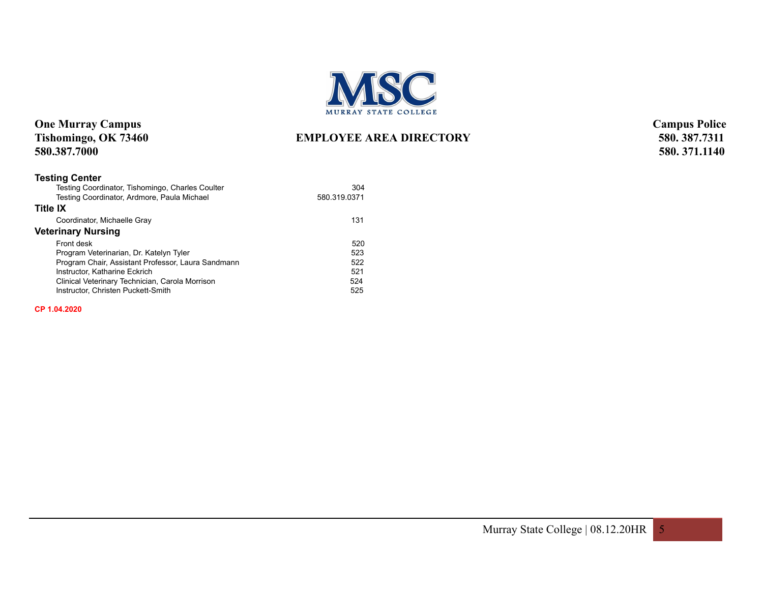**One Murray Campus**
**Tishomingo, OK 73460**
**580.387.7000**

# EMPLOYEE AREA DIRECTORY

**Campus Police**
**580. 387.7311**
**580. 371.1140**

## Testing Center

| | |
|---|---|
| Testing Coordinator, Tishomingo, Charles Coulter | 304 |
| Testing Coordinator, Ardmore, Paula Michael | 580.319.0371 |

## Title IX

| | |
|---|---|
| Coordinator, Michaelle Gray | 131 |

## Veterinary Nursing

| | |
|---|---|
| Front desk | 520 |
| Program Veterinarian, Dr. Katelyn Tyler | 523 |
| Program Chair, Assistant Professor, Laura Sandmann | 522 |
| Instructor, Katharine Eckrich | 521 |
| Clinical Veterinary Technician, Carola Morrison | 524 |
| Instructor, Christen Puckett-Smith | 525 |

**CP 1.04.2020**